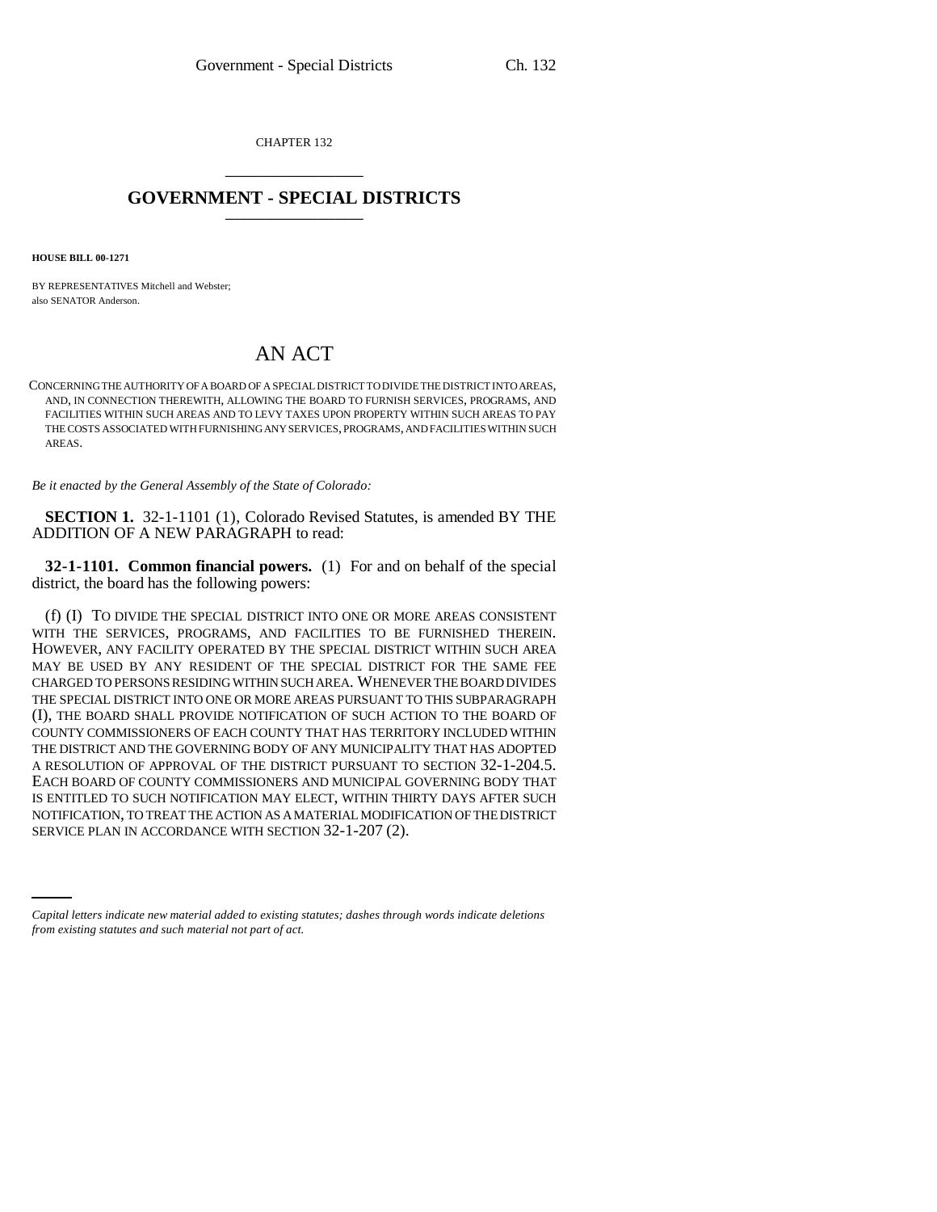CHAPTER 132

# GOVERNMENT - SPECIAL DISTRICTS

**HOUSE BILL 00-1271**

BY REPRESENTATIVES Mitchell and Webster;
also SENATOR Anderson.

# AN ACT

CONCERNING THE AUTHORITY OF A BOARD OF A SPECIAL DISTRICT TO DIVIDE THE DISTRICT INTO AREAS, AND, IN CONNECTION THEREWITH, ALLOWING THE BOARD TO FURNISH SERVICES, PROGRAMS, AND FACILITIES WITHIN SUCH AREAS AND TO LEVY TAXES UPON PROPERTY WITHIN SUCH AREAS TO PAY THE COSTS ASSOCIATED WITH FURNISHING ANY SERVICES, PROGRAMS, AND FACILITIES WITHIN SUCH AREAS.

*Be it enacted by the General Assembly of the State of Colorado:*

**SECTION 1.** 32-1-1101 (1), Colorado Revised Statutes, is amended BY THE ADDITION OF A NEW PARAGRAPH to read:

**32-1-1101. Common financial powers.** (1) For and on behalf of the special district, the board has the following powers:

(f) (I) TO DIVIDE THE SPECIAL DISTRICT INTO ONE OR MORE AREAS CONSISTENT WITH THE SERVICES, PROGRAMS, AND FACILITIES TO BE FURNISHED THEREIN. HOWEVER, ANY FACILITY OPERATED BY THE SPECIAL DISTRICT WITHIN SUCH AREA MAY BE USED BY ANY RESIDENT OF THE SPECIAL DISTRICT FOR THE SAME FEE CHARGED TO PERSONS RESIDING WITHIN SUCH AREA. WHENEVER THE BOARD DIVIDES THE SPECIAL DISTRICT INTO ONE OR MORE AREAS PURSUANT TO THIS SUBPARAGRAPH (I), THE BOARD SHALL PROVIDE NOTIFICATION OF SUCH ACTION TO THE BOARD OF COUNTY COMMISSIONERS OF EACH COUNTY THAT HAS TERRITORY INCLUDED WITHIN THE DISTRICT AND THE GOVERNING BODY OF ANY MUNICIPALITY THAT HAS ADOPTED A RESOLUTION OF APPROVAL OF THE DISTRICT PURSUANT TO SECTION 32-1-204.5. EACH BOARD OF COUNTY COMMISSIONERS AND MUNICIPAL GOVERNING BODY THAT IS ENTITLED TO SUCH NOTIFICATION MAY ELECT, WITHIN THIRTY DAYS AFTER SUCH NOTIFICATION, TO TREAT THE ACTION AS A MATERIAL MODIFICATION OF THE DISTRICT SERVICE PLAN IN ACCORDANCE WITH SECTION 32-1-207 (2).

*Capital letters indicate new material added to existing statutes; dashes through words indicate deletions from existing statutes and such material not part of act.*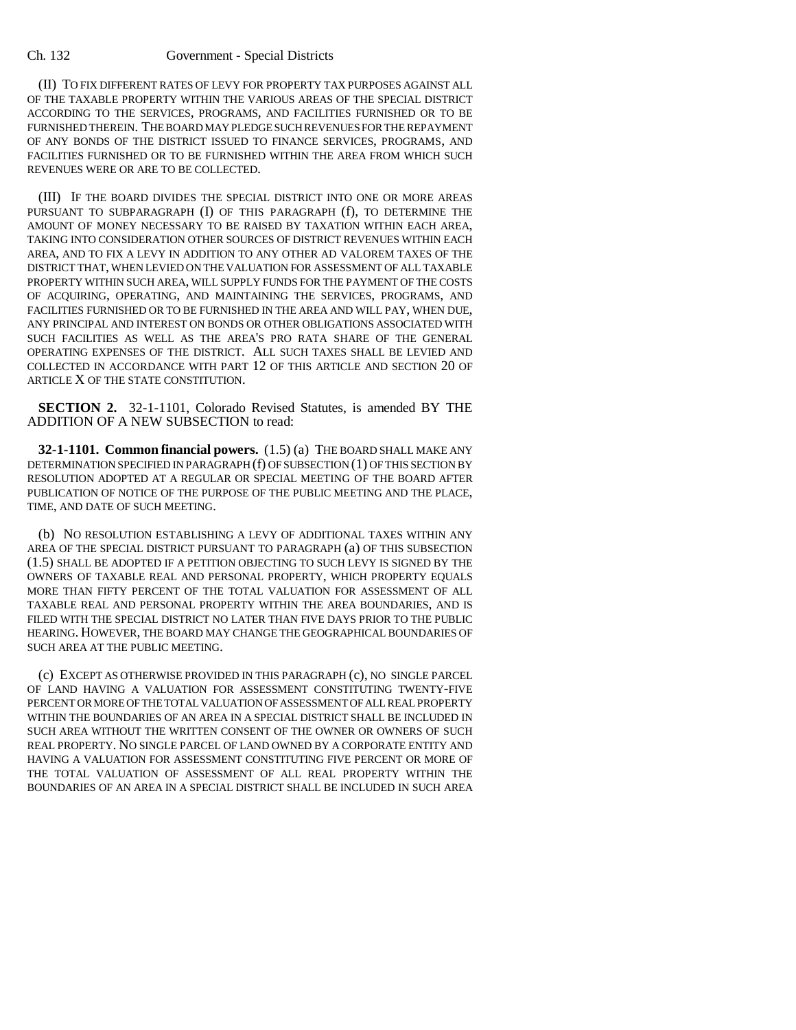(II) TO FIX DIFFERENT RATES OF LEVY FOR PROPERTY TAX PURPOSES AGAINST ALL OF THE TAXABLE PROPERTY WITHIN THE VARIOUS AREAS OF THE SPECIAL DISTRICT ACCORDING TO THE SERVICES, PROGRAMS, AND FACILITIES FURNISHED OR TO BE FURNISHED THEREIN. THE BOARD MAY PLEDGE SUCH REVENUES FOR THE REPAYMENT OF ANY BONDS OF THE DISTRICT ISSUED TO FINANCE SERVICES, PROGRAMS, AND FACILITIES FURNISHED OR TO BE FURNISHED WITHIN THE AREA FROM WHICH SUCH REVENUES WERE OR ARE TO BE COLLECTED.

(III) IF THE BOARD DIVIDES THE SPECIAL DISTRICT INTO ONE OR MORE AREAS PURSUANT TO SUBPARAGRAPH (I) OF THIS PARAGRAPH (f), TO DETERMINE THE AMOUNT OF MONEY NECESSARY TO BE RAISED BY TAXATION WITHIN EACH AREA, TAKING INTO CONSIDERATION OTHER SOURCES OF DISTRICT REVENUES WITHIN EACH AREA, AND TO FIX A LEVY IN ADDITION TO ANY OTHER AD VALOREM TAXES OF THE DISTRICT THAT, WHEN LEVIED ON THE VALUATION FOR ASSESSMENT OF ALL TAXABLE PROPERTY WITHIN SUCH AREA, WILL SUPPLY FUNDS FOR THE PAYMENT OF THE COSTS OF ACQUIRING, OPERATING, AND MAINTAINING THE SERVICES, PROGRAMS, AND FACILITIES FURNISHED OR TO BE FURNISHED IN THE AREA AND WILL PAY, WHEN DUE, ANY PRINCIPAL AND INTEREST ON BONDS OR OTHER OBLIGATIONS ASSOCIATED WITH SUCH FACILITIES AS WELL AS THE AREA'S PRO RATA SHARE OF THE GENERAL OPERATING EXPENSES OF THE DISTRICT. ALL SUCH TAXES SHALL BE LEVIED AND COLLECTED IN ACCORDANCE WITH PART 12 OF THIS ARTICLE AND SECTION 20 OF ARTICLE X OF THE STATE CONSTITUTION.

**SECTION 2.** 32-1-1101, Colorado Revised Statutes, is amended BY THE ADDITION OF A NEW SUBSECTION to read:

**32-1-1101. Common financial powers.** (1.5) (a) THE BOARD SHALL MAKE ANY DETERMINATION SPECIFIED IN PARAGRAPH (f) OF SUBSECTION (1) OF THIS SECTION BY RESOLUTION ADOPTED AT A REGULAR OR SPECIAL MEETING OF THE BOARD AFTER PUBLICATION OF NOTICE OF THE PURPOSE OF THE PUBLIC MEETING AND THE PLACE, TIME, AND DATE OF SUCH MEETING.

(b) NO RESOLUTION ESTABLISHING A LEVY OF ADDITIONAL TAXES WITHIN ANY AREA OF THE SPECIAL DISTRICT PURSUANT TO PARAGRAPH (a) OF THIS SUBSECTION (1.5) SHALL BE ADOPTED IF A PETITION OBJECTING TO SUCH LEVY IS SIGNED BY THE OWNERS OF TAXABLE REAL AND PERSONAL PROPERTY, WHICH PROPERTY EQUALS MORE THAN FIFTY PERCENT OF THE TOTAL VALUATION FOR ASSESSMENT OF ALL TAXABLE REAL AND PERSONAL PROPERTY WITHIN THE AREA BOUNDARIES, AND IS FILED WITH THE SPECIAL DISTRICT NO LATER THAN FIVE DAYS PRIOR TO THE PUBLIC HEARING. HOWEVER, THE BOARD MAY CHANGE THE GEOGRAPHICAL BOUNDARIES OF SUCH AREA AT THE PUBLIC MEETING.

(c) EXCEPT AS OTHERWISE PROVIDED IN THIS PARAGRAPH (c), NO SINGLE PARCEL OF LAND HAVING A VALUATION FOR ASSESSMENT CONSTITUTING TWENTY-FIVE PERCENT OR MORE OF THE TOTAL VALUATION OF ASSESSMENT OF ALL REAL PROPERTY WITHIN THE BOUNDARIES OF AN AREA IN A SPECIAL DISTRICT SHALL BE INCLUDED IN SUCH AREA WITHOUT THE WRITTEN CONSENT OF THE OWNER OR OWNERS OF SUCH REAL PROPERTY. NO SINGLE PARCEL OF LAND OWNED BY A CORPORATE ENTITY AND HAVING A VALUATION FOR ASSESSMENT CONSTITUTING FIVE PERCENT OR MORE OF THE TOTAL VALUATION OF ASSESSMENT OF ALL REAL PROPERTY WITHIN THE BOUNDARIES OF AN AREA IN A SPECIAL DISTRICT SHALL BE INCLUDED IN SUCH AREA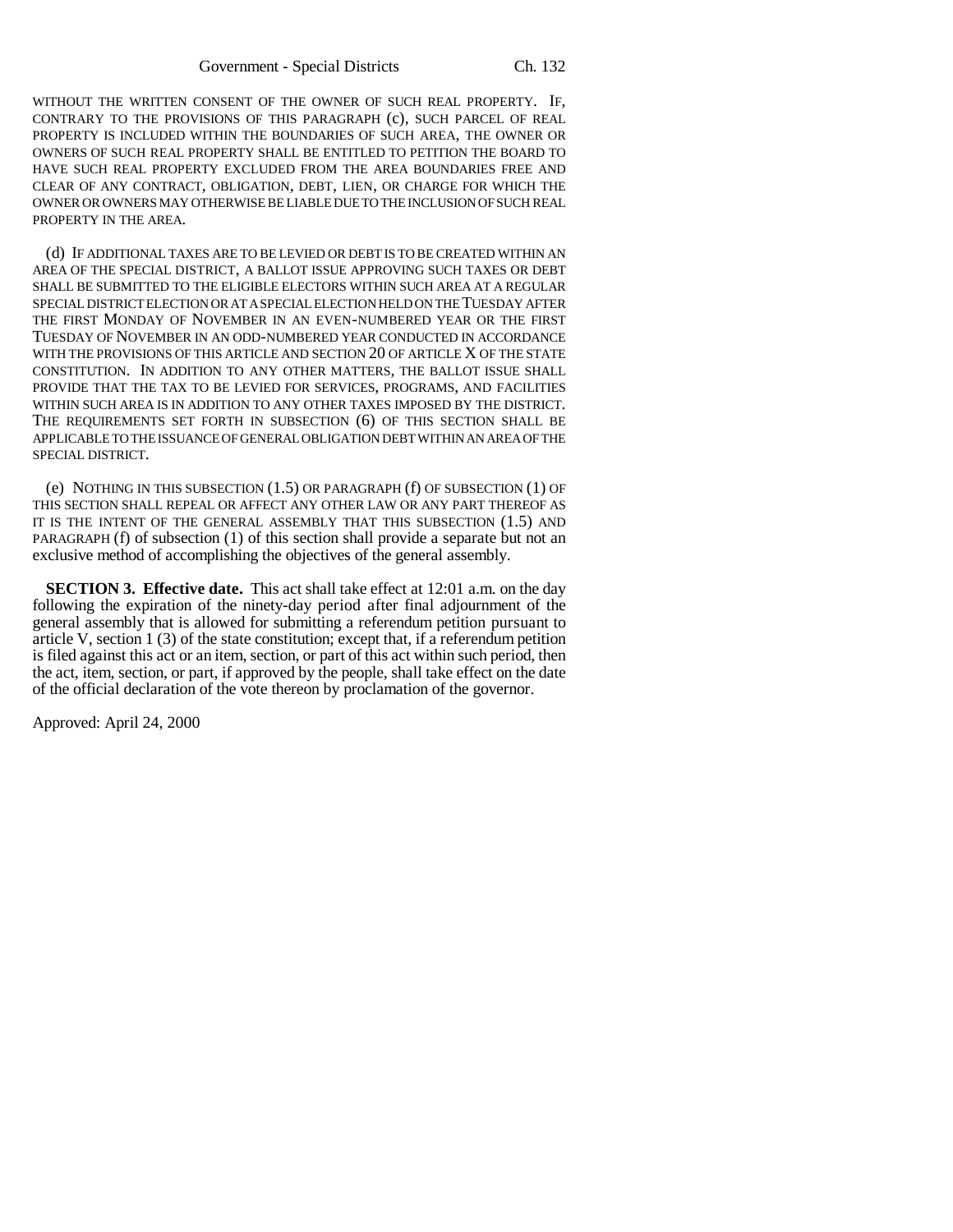WITHOUT THE WRITTEN CONSENT OF THE OWNER OF SUCH REAL PROPERTY. IF, CONTRARY TO THE PROVISIONS OF THIS PARAGRAPH (c), SUCH PARCEL OF REAL PROPERTY IS INCLUDED WITHIN THE BOUNDARIES OF SUCH AREA, THE OWNER OR OWNERS OF SUCH REAL PROPERTY SHALL BE ENTITLED TO PETITION THE BOARD TO HAVE SUCH REAL PROPERTY EXCLUDED FROM THE AREA BOUNDARIES FREE AND CLEAR OF ANY CONTRACT, OBLIGATION, DEBT, LIEN, OR CHARGE FOR WHICH THE OWNER OR OWNERS MAY OTHERWISE BE LIABLE DUE TO THE INCLUSION OF SUCH REAL PROPERTY IN THE AREA.

(d) IF ADDITIONAL TAXES ARE TO BE LEVIED OR DEBT IS TO BE CREATED WITHIN AN AREA OF THE SPECIAL DISTRICT, A BALLOT ISSUE APPROVING SUCH TAXES OR DEBT SHALL BE SUBMITTED TO THE ELIGIBLE ELECTORS WITHIN SUCH AREA AT A REGULAR SPECIAL DISTRICT ELECTION OR AT A SPECIAL ELECTION HELD ON THE TUESDAY AFTER THE FIRST MONDAY OF NOVEMBER IN AN EVEN-NUMBERED YEAR OR THE FIRST TUESDAY OF NOVEMBER IN AN ODD-NUMBERED YEAR CONDUCTED IN ACCORDANCE WITH THE PROVISIONS OF THIS ARTICLE AND SECTION 20 OF ARTICLE X OF THE STATE CONSTITUTION. IN ADDITION TO ANY OTHER MATTERS, THE BALLOT ISSUE SHALL PROVIDE THAT THE TAX TO BE LEVIED FOR SERVICES, PROGRAMS, AND FACILITIES WITHIN SUCH AREA IS IN ADDITION TO ANY OTHER TAXES IMPOSED BY THE DISTRICT. THE REQUIREMENTS SET FORTH IN SUBSECTION (6) OF THIS SECTION SHALL BE APPLICABLE TO THE ISSUANCE OF GENERAL OBLIGATION DEBT WITHIN AN AREA OF THE SPECIAL DISTRICT.

(e) NOTHING IN THIS SUBSECTION (1.5) OR PARAGRAPH (f) OF SUBSECTION (1) OF THIS SECTION SHALL REPEAL OR AFFECT ANY OTHER LAW OR ANY PART THEREOF AS IT IS THE INTENT OF THE GENERAL ASSEMBLY THAT THIS SUBSECTION (1.5) AND PARAGRAPH (f) of subsection (1) of this section shall provide a separate but not an exclusive method of accomplishing the objectives of the general assembly.

**SECTION 3. Effective date.** This act shall take effect at 12:01 a.m. on the day following the expiration of the ninety-day period after final adjournment of the general assembly that is allowed for submitting a referendum petition pursuant to article V, section 1 (3) of the state constitution; except that, if a referendum petition is filed against this act or an item, section, or part of this act within such period, then the act, item, section, or part, if approved by the people, shall take effect on the date of the official declaration of the vote thereon by proclamation of the governor.

Approved: April 24, 2000